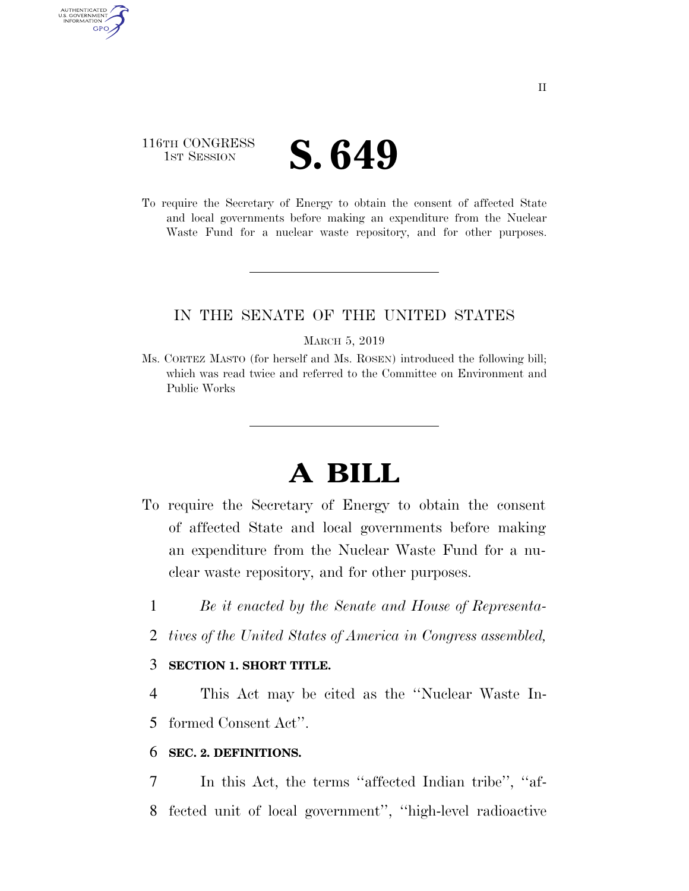II

116TH CONGRESS
1ST SESSION

# S. 649

To require the Secretary of Energy to obtain the consent of affected State and local governments before making an expenditure from the Nuclear Waste Fund for a nuclear waste repository, and for other purposes.

---

IN THE SENATE OF THE UNITED STATES

MARCH 5, 2019

Ms. CORTEZ MASTO (for herself and Ms. ROSEN) introduced the following bill; which was read twice and referred to the Committee on Environment and Public Works

---

# A BILL

To require the Secretary of Energy to obtain the consent of affected State and local governments before making an expenditure from the Nuclear Waste Fund for a nuclear waste repository, and for other purposes.

1 *Be it enacted by the Senate and House of Representa-*
2 *tives of the United States of America in Congress assembled,*

3 **SECTION 1. SHORT TITLE.**

4 This Act may be cited as the ''Nuclear Waste In-
5 formed Consent Act''.

6 **SEC. 2. DEFINITIONS.**

7 In this Act, the terms ''affected Indian tribe'', ''af-
8 fected unit of local government'', ''high-level radioactive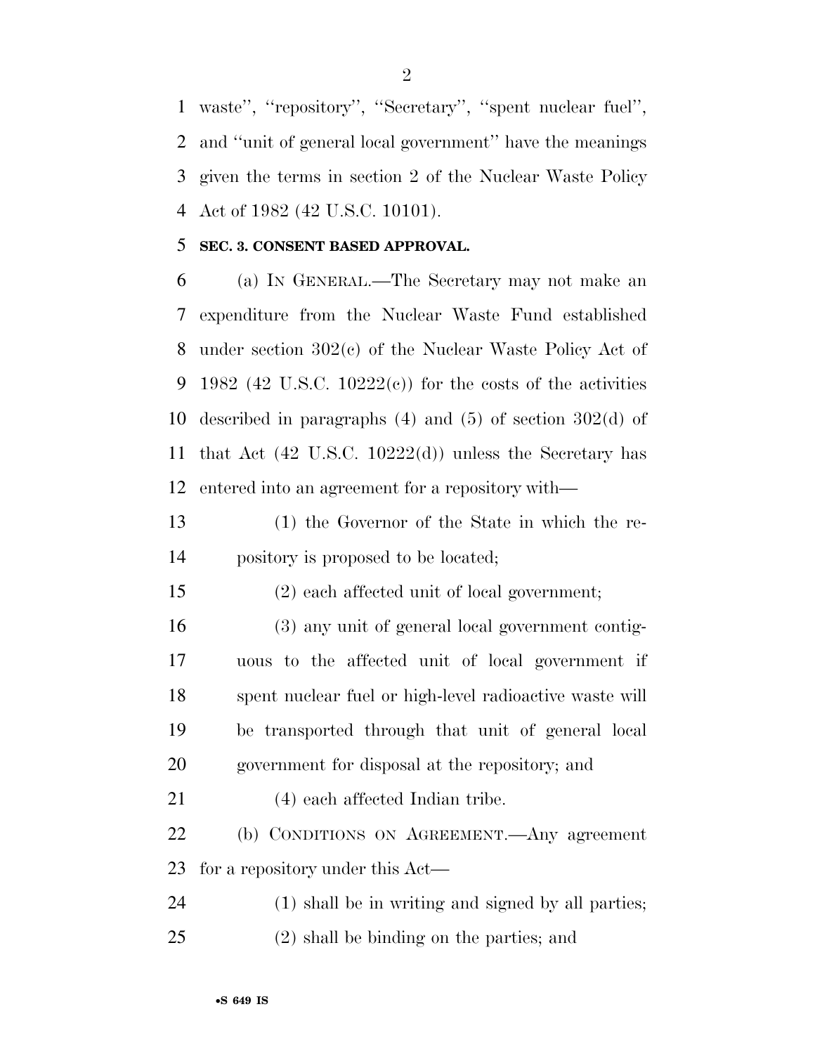waste'', ''repository'', ''Secretary'', ''spent nuclear fuel'', and ''unit of general local government'' have the meanings given the terms in section 2 of the Nuclear Waste Policy Act of 1982 (42 U.S.C. 10101).

**SEC. 3. CONSENT BASED APPROVAL.**

(a) IN GENERAL.—The Secretary may not make an expenditure from the Nuclear Waste Fund established under section 302(c) of the Nuclear Waste Policy Act of 1982 (42 U.S.C. 10222(c)) for the costs of the activities described in paragraphs (4) and (5) of section 302(d) of that Act (42 U.S.C. 10222(d)) unless the Secretary has entered into an agreement for a repository with—

(1) the Governor of the State in which the repository is proposed to be located;

(2) each affected unit of local government;

(3) any unit of general local government contiguous to the affected unit of local government if spent nuclear fuel or high-level radioactive waste will be transported through that unit of general local government for disposal at the repository; and

(4) each affected Indian tribe.

(b) CONDITIONS ON AGREEMENT.—Any agreement for a repository under this Act—

(1) shall be in writing and signed by all parties;

(2) shall be binding on the parties; and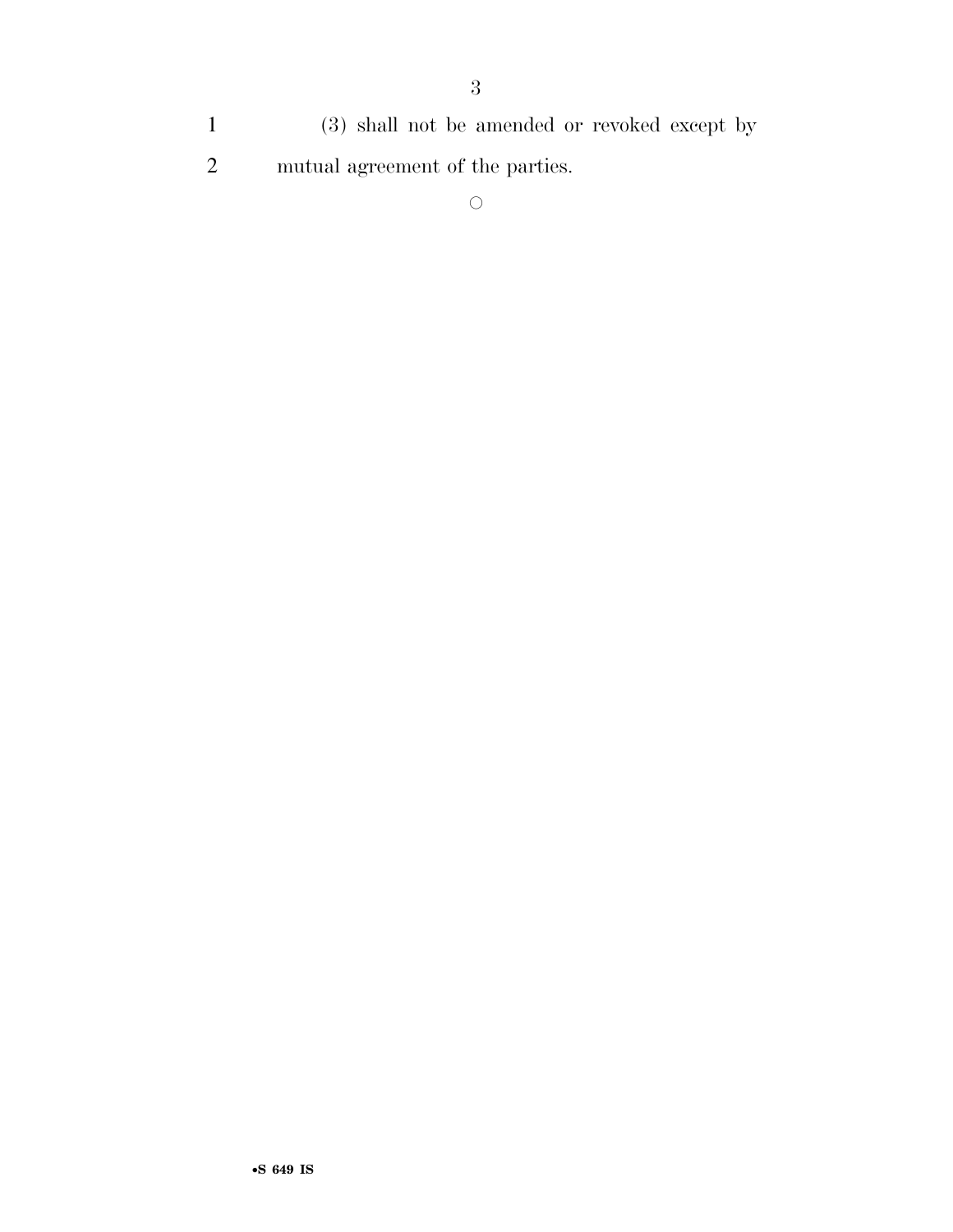(3) shall not be amended or revoked except by mutual agreement of the parties.

○